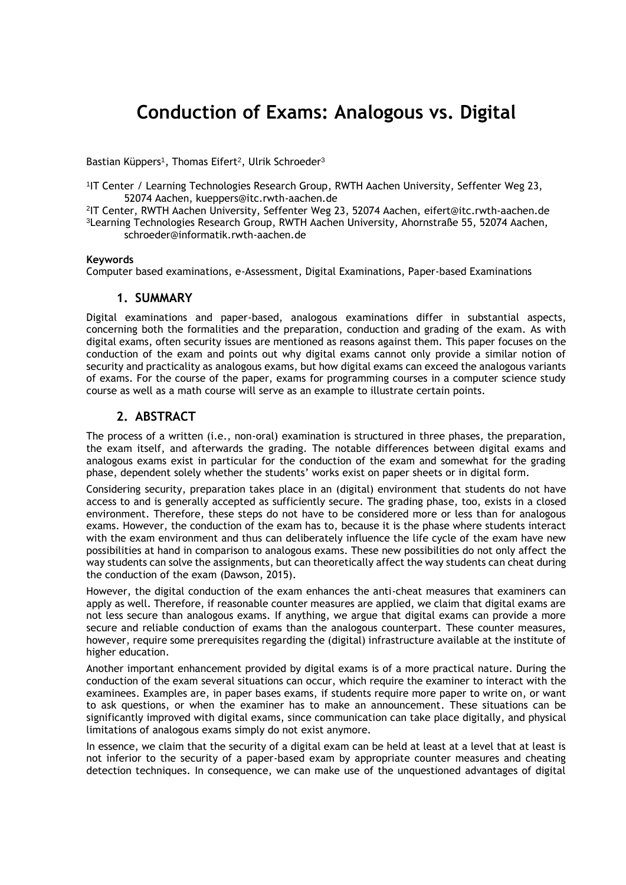# Conduction of Exams: Analogous vs. Digital

Bastian Küppers[1], Thomas Eifert[2], Ulrik Schroeder[3]

[1]IT Center / Learning Technologies Research Group, RWTH Aachen University, Seffenter Weg 23, 52074 Aachen, kueppers@itc.rwth-aachen.de

[2]IT Center, RWTH Aachen University, Seffenter Weg 23, 52074 Aachen, eifert@itc.rwth-aachen.de

[3]Learning Technologies Research Group, RWTH Aachen University, Ahornstraße 55, 52074 Aachen, schroeder@informatik.rwth-aachen.de

**Keywords**

Computer based examinations, e-Assessment, Digital Examinations, Paper-based Examinations

## 1. SUMMARY

Digital examinations and paper-based, analogous examinations differ in substantial aspects, concerning both the formalities and the preparation, conduction and grading of the exam. As with digital exams, often security issues are mentioned as reasons against them. This paper focuses on the conduction of the exam and points out why digital exams cannot only provide a similar notion of security and practicality as analogous exams, but how digital exams can exceed the analogous variants of exams. For the course of the paper, exams for programming courses in a computer science study course as well as a math course will serve as an example to illustrate certain points.

## 2. ABSTRACT

The process of a written (i.e., non-oral) examination is structured in three phases, the preparation, the exam itself, and afterwards the grading. The notable differences between digital exams and analogous exams exist in particular for the conduction of the exam and somewhat for the grading phase, dependent solely whether the students' works exist on paper sheets or in digital form.

Considering security, preparation takes place in an (digital) environment that students do not have access to and is generally accepted as sufficiently secure. The grading phase, too, exists in a closed environment. Therefore, these steps do not have to be considered more or less than for analogous exams. However, the conduction of the exam has to, because it is the phase where students interact with the exam environment and thus can deliberately influence the life cycle of the exam have new possibilities at hand in comparison to analogous exams. These new possibilities do not only affect the way students can solve the assignments, but can theoretically affect the way students can cheat during the conduction of the exam (Dawson, 2015).

However, the digital conduction of the exam enhances the anti-cheat measures that examiners can apply as well. Therefore, if reasonable counter measures are applied, we claim that digital exams are not less secure than analogous exams. If anything, we argue that digital exams can provide a more secure and reliable conduction of exams than the analogous counterpart. These counter measures, however, require some prerequisites regarding the (digital) infrastructure available at the institute of higher education.

Another important enhancement provided by digital exams is of a more practical nature. During the conduction of the exam several situations can occur, which require the examiner to interact with the examinees. Examples are, in paper bases exams, if students require more paper to write on, or want to ask questions, or when the examiner has to make an announcement. These situations can be significantly improved with digital exams, since communication can take place digitally, and physical limitations of analogous exams simply do not exist anymore.

In essence, we claim that the security of a digital exam can be held at least at a level that at least is not inferior to the security of a paper-based exam by appropriate counter measures and cheating detection techniques. In consequence, we can make use of the unquestioned advantages of digital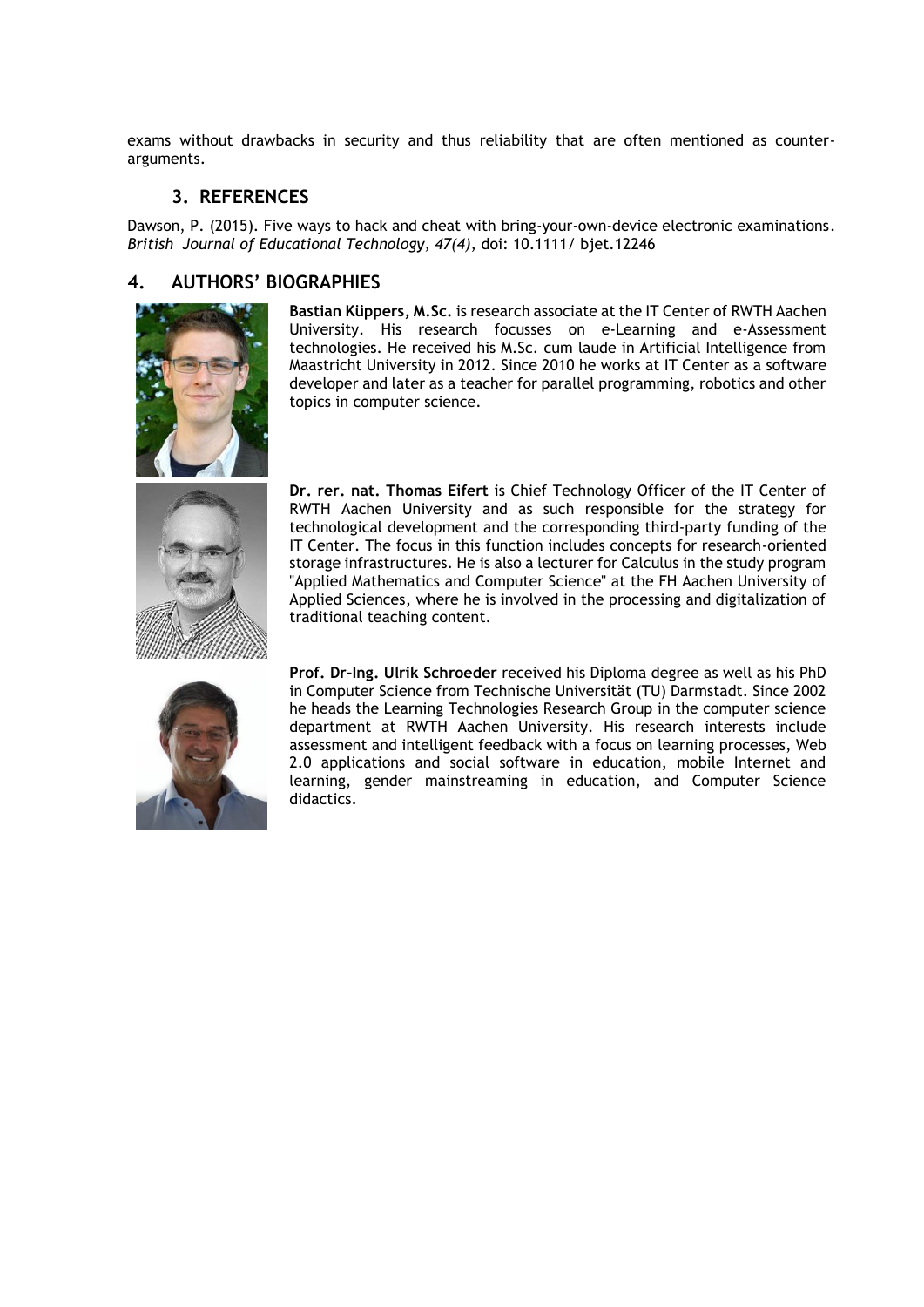exams without drawbacks in security and thus reliability that are often mentioned as counter-arguments.

## 3. REFERENCES

Dawson, P. (2015). Five ways to hack and cheat with bring-your-own-device electronic examinations. *British Journal of Educational Technology, 47(4)*, doi: 10.1111/ bjet.12246

## 4. AUTHORS' BIOGRAPHIES

**Bastian Küppers, M.Sc.** is research associate at the IT Center of RWTH Aachen University. His research focusses on e-Learning and e-Assessment technologies. He received his M.Sc. cum laude in Artificial Intelligence from Maastricht University in 2012. Since 2010 he works at IT Center as a software developer and later as a teacher for parallel programming, robotics and other topics in computer science.

**Dr. rer. nat. Thomas Eifert** is Chief Technology Officer of the IT Center of RWTH Aachen University and as such responsible for the strategy for technological development and the corresponding third-party funding of the IT Center. The focus in this function includes concepts for research-oriented storage infrastructures. He is also a lecturer for Calculus in the study program "Applied Mathematics and Computer Science" at the FH Aachen University of Applied Sciences, where he is involved in the processing and digitalization of traditional teaching content.

**Prof. Dr-Ing. Ulrik Schroeder** received his Diploma degree as well as his PhD in Computer Science from Technische Universität (TU) Darmstadt. Since 2002 he heads the Learning Technologies Research Group in the computer science department at RWTH Aachen University. His research interests include assessment and intelligent feedback with a focus on learning processes, Web 2.0 applications and social software in education, mobile Internet and learning, gender mainstreaming in education, and Computer Science didactics.